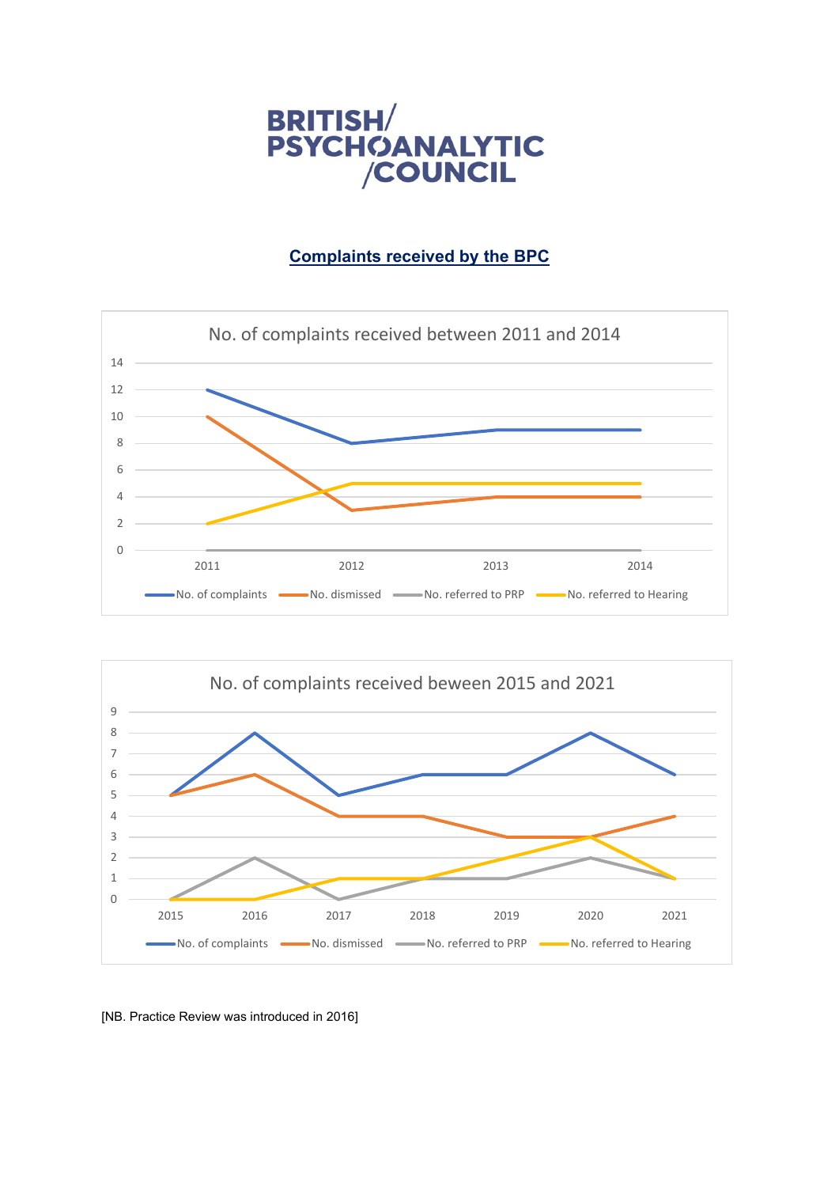**BRITISH/
PSYCHOANALYTIC
/COUNCIL**

## Complaints received by the BPC

### No. of complaints received between 2011 and 2014

| Year | No. of complaints | No. dismissed | No. referred to PRP | No. referred to Hearing |
|---|---|---|---|---|
| 2011 | 12 | 10 | 0 | 2 |
| 2012 | 8 | 3 | 0 | 5 |
| 2013 | 9 | 4 | 0 | 5 |
| 2014 | 9 | 4 | 0 | 5 |

### No. of complaints received beween 2015 and 2021

| Year | No. of complaints | No. dismissed | No. referred to PRP | No. referred to Hearing |
|---|---|---|---|---|
| 2015 | 5 | 5 | 0 | 0 |
| 2016 | 8 | 6 | 2 | 0 |
| 2017 | 5 | 4 | 0 | 1 |
| 2018 | 6 | 4 | 1 | 1 |
| 2019 | 6 | 3 | 1 | 2 |
| 2020 | 8 | 3 | 2 | 3 |
| 2021 | 6 | 4 | 1 | 1 |

[NB. Practice Review was introduced in 2016]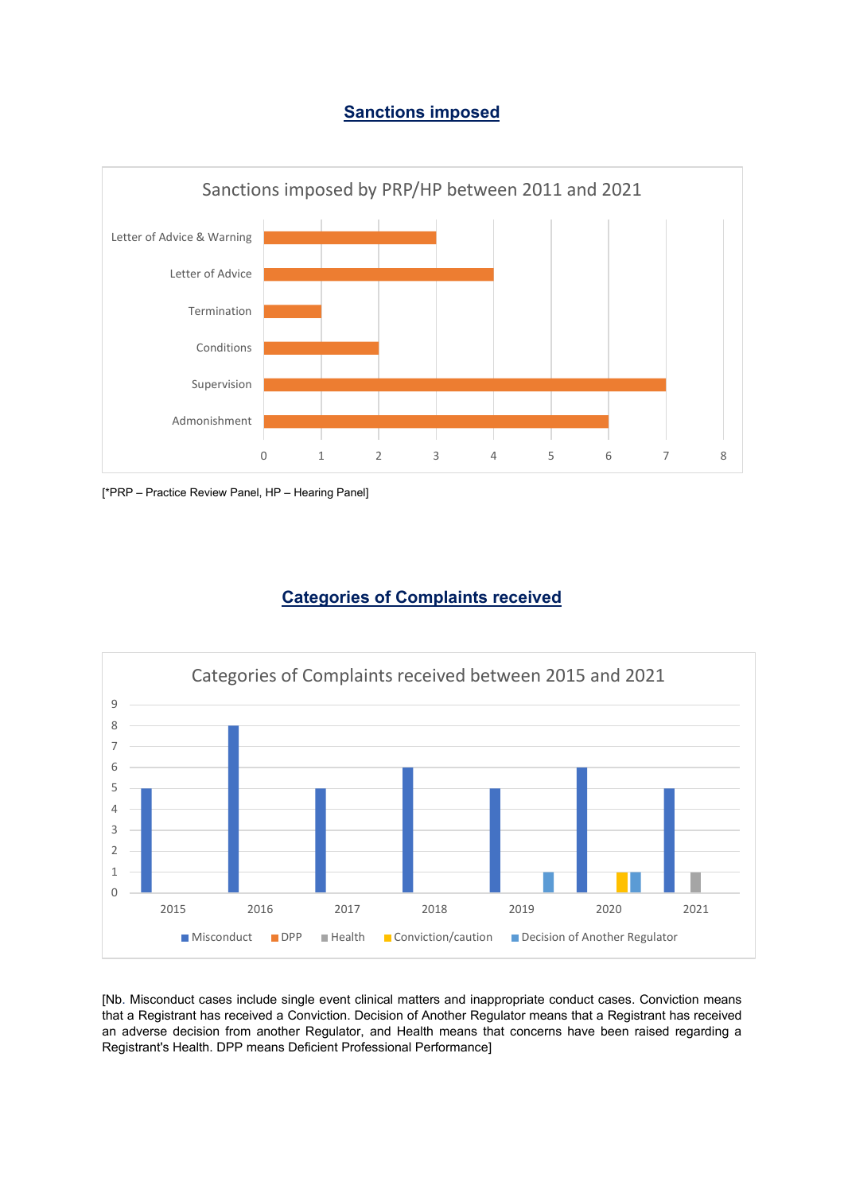## Sanctions imposed

Sanctions imposed by PRP/HP between 2011 and 2021

Letter of Advice & Warning
Letter of Advice
Termination
Conditions
Supervision
Admonishment

0 1 2 3 4 5 6 7 8

[*PRP – Practice Review Panel, HP – Hearing Panel]

## Categories of Complaints received

Categories of Complaints received between 2015 and 2021

9
8
7
6
5
4
3
2
1
0

2015 2016 2017 2018 2019 2020 2021

Misconduct DPP Health Conviction/caution Decision of Another Regulator

[Nb. Misconduct cases include single event clinical matters and inappropriate conduct cases. Conviction means that a Registrant has received a Conviction. Decision of Another Regulator means that a Registrant has received an adverse decision from another Regulator, and Health means that concerns have been raised regarding a Registrant's Health. DPP means Deficient Professional Performance]